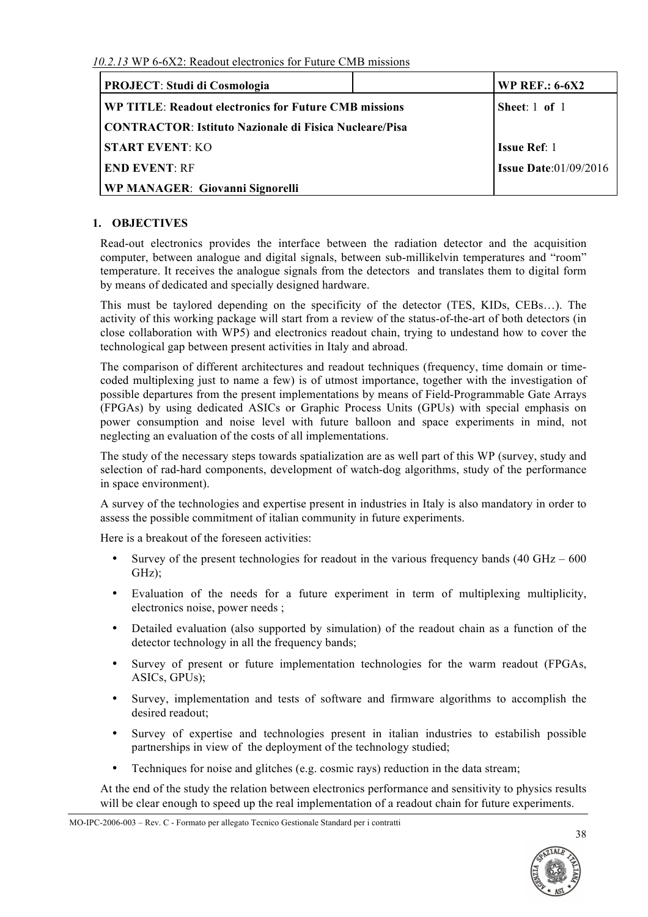*10.2.13* WP 6-6X2: Readout electronics for Future CMB missions

| **PROJECT**: Studi di Cosmologia | | **WP REF.: 6-6X2** |
|---|---|---|
| **WP TITLE**: **Readout electronics for Future CMB missions** | | **Sheet**: 1 **of** 1 |
| **CONTRACTOR**: **Istituto Nazionale di Fisica Nucleare/Pisa** | | |
| **START EVENT**: KO | | **Issue Ref**: 1 |
| **END EVENT**: RF | | **Issue Date**:01/09/2016 |
| **WP MANAGER**: **Giovanni Signorelli** | | |

## 1. OBJECTIVES

Read-out electronics provides the interface between the radiation detector and the acquisition computer, between analogue and digital signals, between sub-millikelvin temperatures and "room" temperature. It receives the analogue signals from the detectors and translates them to digital form by means of dedicated and specially designed hardware.

This must be taylored depending on the specificity of the detector (TES, KIDs, CEBs…). The activity of this working package will start from a review of the status-of-the-art of both detectors (in close collaboration with WP5) and electronics readout chain, trying to undestand how to cover the technological gap between present activities in Italy and abroad.

The comparison of different architectures and readout techniques (frequency, time domain or time-coded multiplexing just to name a few) is of utmost importance, together with the investigation of possible departures from the present implementations by means of Field-Programmable Gate Arrays (FPGAs) by using dedicated ASICs or Graphic Process Units (GPUs) with special emphasis on power consumption and noise level with future balloon and space experiments in mind, not neglecting an evaluation of the costs of all implementations.

The study of the necessary steps towards spatialization are as well part of this WP (survey, study and selection of rad-hard components, development of watch-dog algorithms, study of the performance in space environment).

A survey of the technologies and expertise present in industries in Italy is also mandatory in order to assess the possible commitment of italian community in future experiments.

Here is a breakout of the foreseen activities:

- Survey of the present technologies for readout in the various frequency bands (40 GHz – 600 GHz);
- Evaluation of the needs for a future experiment in term of multiplexing multiplicity, electronics noise, power needs ;
- Detailed evaluation (also supported by simulation) of the readout chain as a function of the detector technology in all the frequency bands;
- Survey of present or future implementation technologies for the warm readout (FPGAs, ASICs, GPUs);
- Survey, implementation and tests of software and firmware algorithms to accomplish the desired readout;
- Survey of expertise and technologies present in italian industries to estabilish possible partnerships in view of the deployment of the technology studied;
- Techniques for noise and glitches (e.g. cosmic rays) reduction in the data stream;

At the end of the study the relation between electronics performance and sensitivity to physics results will be clear enough to speed up the real implementation of a readout chain for future experiments.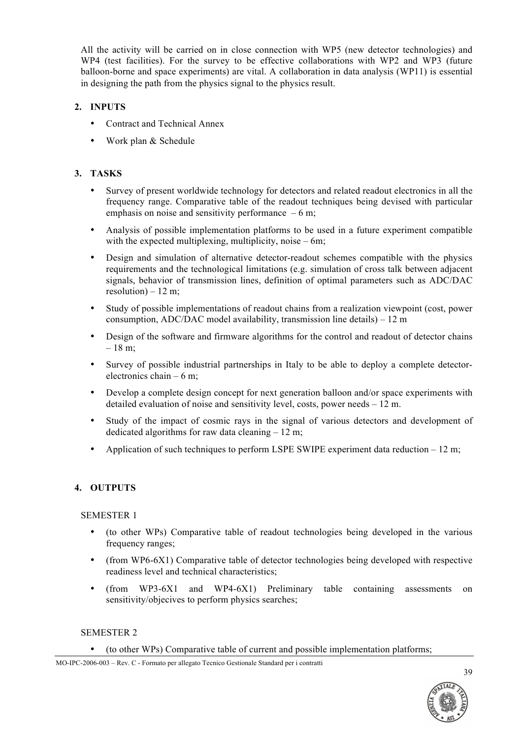All the activity will be carried on in close connection with WP5 (new detector technologies) and WP4 (test facilities). For the survey to be effective collaborations with WP2 and WP3 (future balloon-borne and space experiments) are vital. A collaboration in data analysis (WP11) is essential in designing the path from the physics signal to the physics result.

## 2. INPUTS

- Contract and Technical Annex
- Work plan & Schedule

## 3. TASKS

- Survey of present worldwide technology for detectors and related readout electronics in all the frequency range. Comparative table of the readout techniques being devised with particular emphasis on noise and sensitivity performance – 6 m;
- Analysis of possible implementation platforms to be used in a future experiment compatible with the expected multiplexing, multiplicity, noise – 6m;
- Design and simulation of alternative detector-readout schemes compatible with the physics requirements and the technological limitations (e.g. simulation of cross talk between adjacent signals, behavior of transmission lines, definition of optimal parameters such as ADC/DAC resolution) – 12 m;
- Study of possible implementations of readout chains from a realization viewpoint (cost, power consumption, ADC/DAC model availability, transmission line details) – 12 m
- Design of the software and firmware algorithms for the control and readout of detector chains – 18 m;
- Survey of possible industrial partnerships in Italy to be able to deploy a complete detector-electronics chain – 6 m;
- Develop a complete design concept for next generation balloon and/or space experiments with detailed evaluation of noise and sensitivity level, costs, power needs – 12 m.
- Study of the impact of cosmic rays in the signal of various detectors and development of dedicated algorithms for raw data cleaning – 12 m;
- Application of such techniques to perform LSPE SWIPE experiment data reduction – 12 m;

## 4. OUTPUTS

SEMESTER 1

- (to other WPs) Comparative table of readout technologies being developed in the various frequency ranges;
- (from WP6-6X1) Comparative table of detector technologies being developed with respective readiness level and technical characteristics;
- (from WP3-6X1 and WP4-6X1) Preliminary table containing assessments on sensitivity/objecives to perform physics searches;

SEMESTER 2

- (to other WPs) Comparative table of current and possible implementation platforms;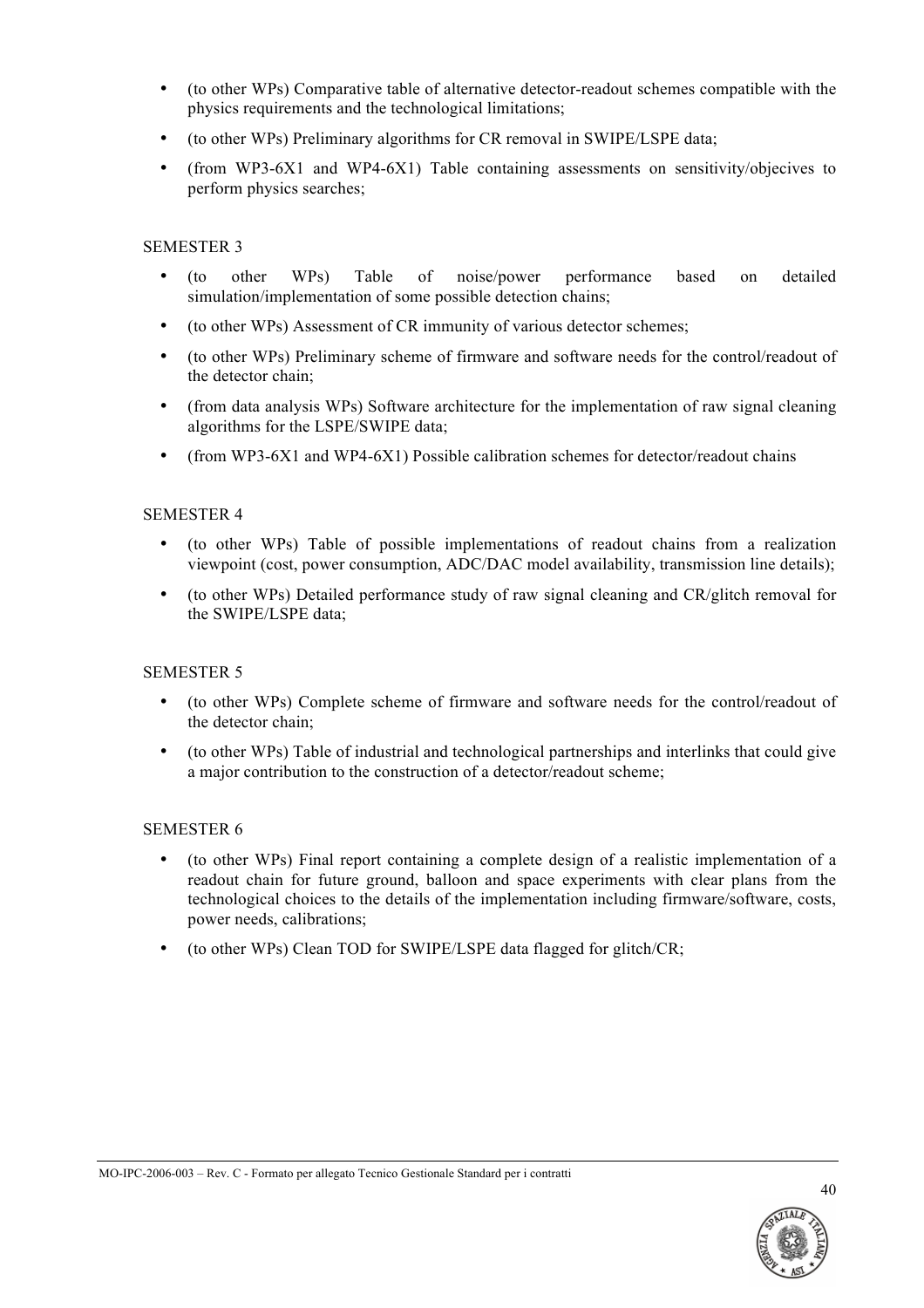- (to other WPs) Comparative table of alternative detector-readout schemes compatible with the physics requirements and the technological limitations;
- (to other WPs) Preliminary algorithms for CR removal in SWIPE/LSPE data;
- (from WP3-6X1 and WP4-6X1) Table containing assessments on sensitivity/objecives to perform physics searches;

SEMESTER 3

- (to other WPs) Table of noise/power performance based on detailed simulation/implementation of some possible detection chains;
- (to other WPs) Assessment of CR immunity of various detector schemes;
- (to other WPs) Preliminary scheme of firmware and software needs for the control/readout of the detector chain;
- (from data analysis WPs) Software architecture for the implementation of raw signal cleaning algorithms for the LSPE/SWIPE data;
- (from WP3-6X1 and WP4-6X1) Possible calibration schemes for detector/readout chains

SEMESTER 4

- (to other WPs) Table of possible implementations of readout chains from a realization viewpoint (cost, power consumption, ADC/DAC model availability, transmission line details);
- (to other WPs) Detailed performance study of raw signal cleaning and CR/glitch removal for the SWIPE/LSPE data;

SEMESTER 5

- (to other WPs) Complete scheme of firmware and software needs for the control/readout of the detector chain;
- (to other WPs) Table of industrial and technological partnerships and interlinks that could give a major contribution to the construction of a detector/readout scheme;

SEMESTER 6

- (to other WPs) Final report containing a complete design of a realistic implementation of a readout chain for future ground, balloon and space experiments with clear plans from the technological choices to the details of the implementation including firmware/software, costs, power needs, calibrations;
- (to other WPs) Clean TOD for SWIPE/LSPE data flagged for glitch/CR;